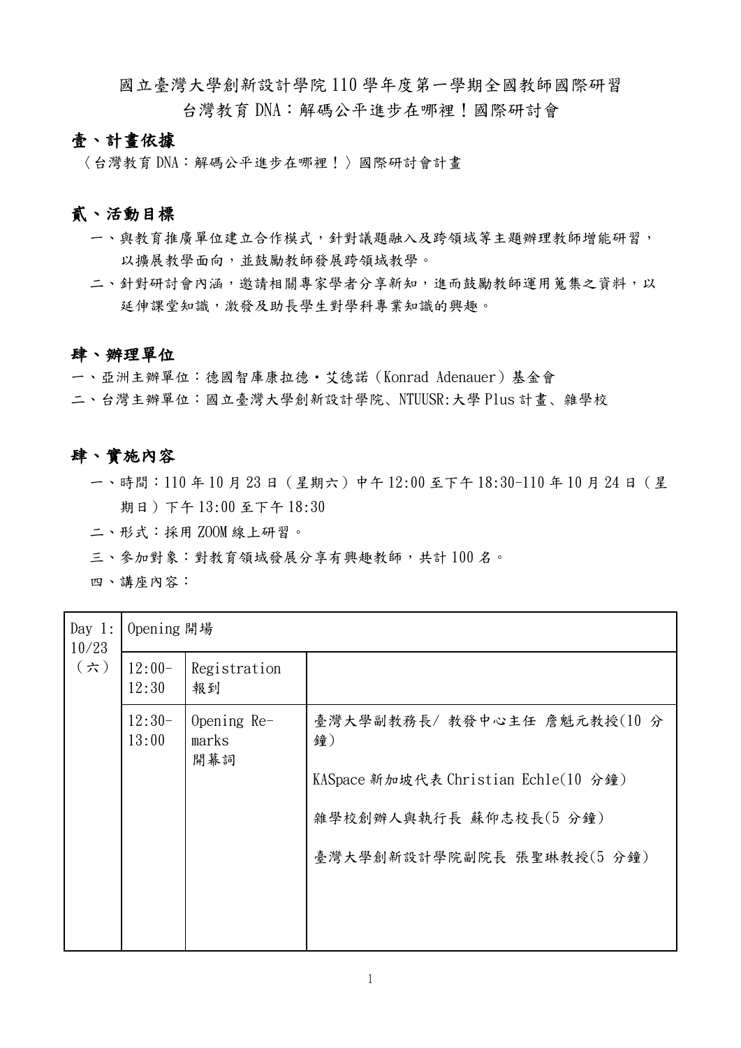國立臺灣大學創新設計學院 110 學年度第一學期全國教師國際研習

台灣教育 DNA：解碼公平進步在哪裡！國際研討會

## 壹、計畫依據

〈台灣教育 DNA：解碼公平進步在哪裡！〉國際研討會計畫

## 貳、活動目標

一、與教育推廣單位建立合作模式，針對議題融入及跨領域等主題辦理教師增能研習，以擴展教學面向，並鼓勵教師發展跨領域教學。

二、針對研討會內涵，邀請相關專家學者分享新知，進而鼓勵教師運用蒐集之資料，以延伸課堂知識，激發及助長學生對學科專業知識的興趣。

## 肆、辦理單位

一、亞洲主辦單位：德國智庫康拉德・艾德諾（Konrad Adenauer）基金會

二、台灣主辦單位：國立臺灣大學創新設計學院、NTUUSR:大學 Plus 計畫、雜學校

## 肆、實施內容

一、時間：110 年 10 月 23 日（星期六）中午 12:00 至下午 18:30-110 年 10 月 24 日（星期日）下午 13:00 至下午 18:30

二、形式：採用 ZOOM 線上研習。

三、參加對象：對教育領域發展分享有興趣教師，共計 100 名。

四、講座內容：

| Day 1: 10/23（六） | Opening 開場 | | |
|---|---|---|---|
| | 12:00-12:30 | Registration 報到 | |
| | 12:30-13:00 | Opening Remarks 開幕詞 | 臺灣大學副教務長/ 教發中心主任 詹魁元教授(10 分鐘)<br><br>KASpace 新加坡代表 Christian Echle(10 分鐘)<br><br>雜學校創辦人與執行長 蘇仰志校長(5 分鐘)<br><br>臺灣大學創新設計學院副院長 張聖琳教授(5 分鐘) |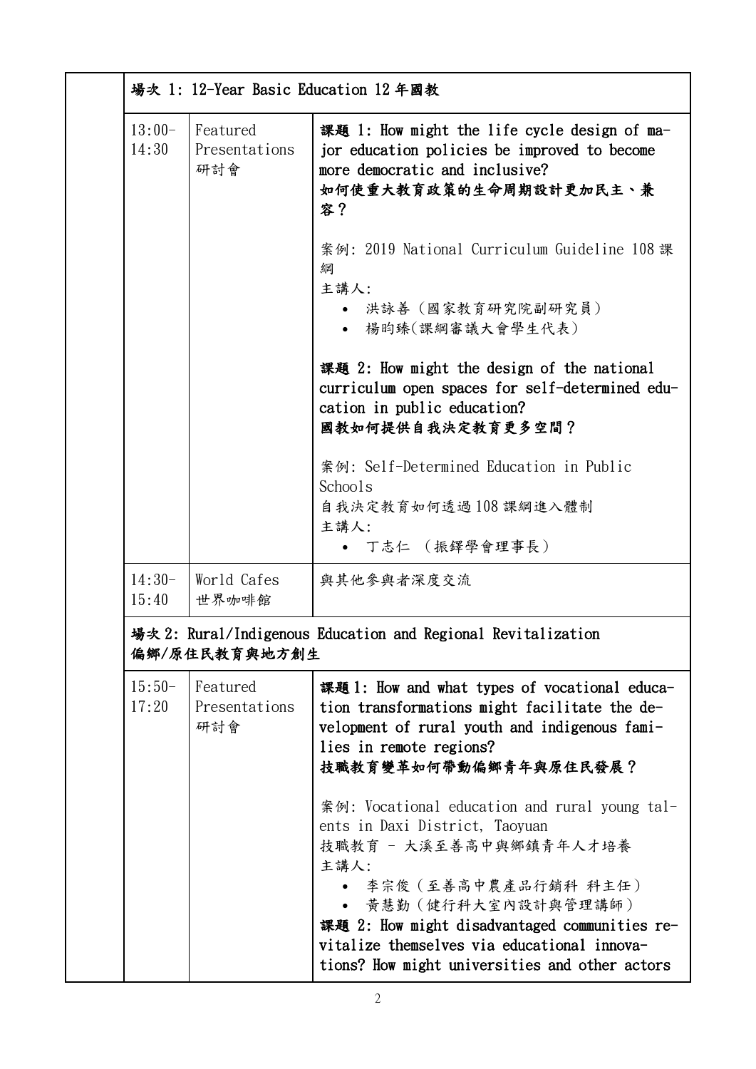| | | | |
|---|---|---|---|
| | **場次 1: 12-Year Basic Education 12 年國教** | | |
| | 13:00-14:30 | Featured Presentations 研討會 | **課題 1: How might the life cycle design of major education policies be improved to become more democratic and inclusive?**<br>**如何使重大教育政策的生命周期設計更加民主、兼容？**<br><br>案例: 2019 National Curriculum Guideline 108 課綱<br>主講人:<br>• 洪詠善（國家教育研究院副研究員）<br>• 楊昀臻(課綱審議大會學生代表)<br><br>**課題 2: How might the design of the national curriculum open spaces for self-determined education in public education?**<br>**國教如何提供自我決定教育更多空間？**<br><br>案例: Self-Determined Education in Public Schools<br>自我決定教育如何透過 108 課綱進入體制<br>主講人:<br>• 丁志仁 （振鐸學會理事長） |
| | 14:30-15:40 | World Cafes 世界咖啡館 | 與其他參與者深度交流 |
| | **場次 2: Rural/Indigenous Education and Regional Revitalization 偏鄉/原住民教育與地方創生** | | |
| | 15:50-17:20 | Featured Presentations 研討會 | **課題 1: How and what types of vocational education transformations might facilitate the development of rural youth and indigenous families in remote regions?**<br>**技職教育變革如何帶動偏鄉青年與原住民發展？**<br><br>案例: Vocational education and rural young talents in Daxi District, Taoyuan<br>技職教育 - 大溪至善高中與鄉鎮青年人才培養<br>主講人:<br>• 李宗俊（至善高中農產品行銷科 科主任）<br>• 黃慧勤（健行科大室內設計與管理講師）<br>**課題 2: How might disadvantaged communities revitalize themselves via educational innovations? How might universities and other actors** |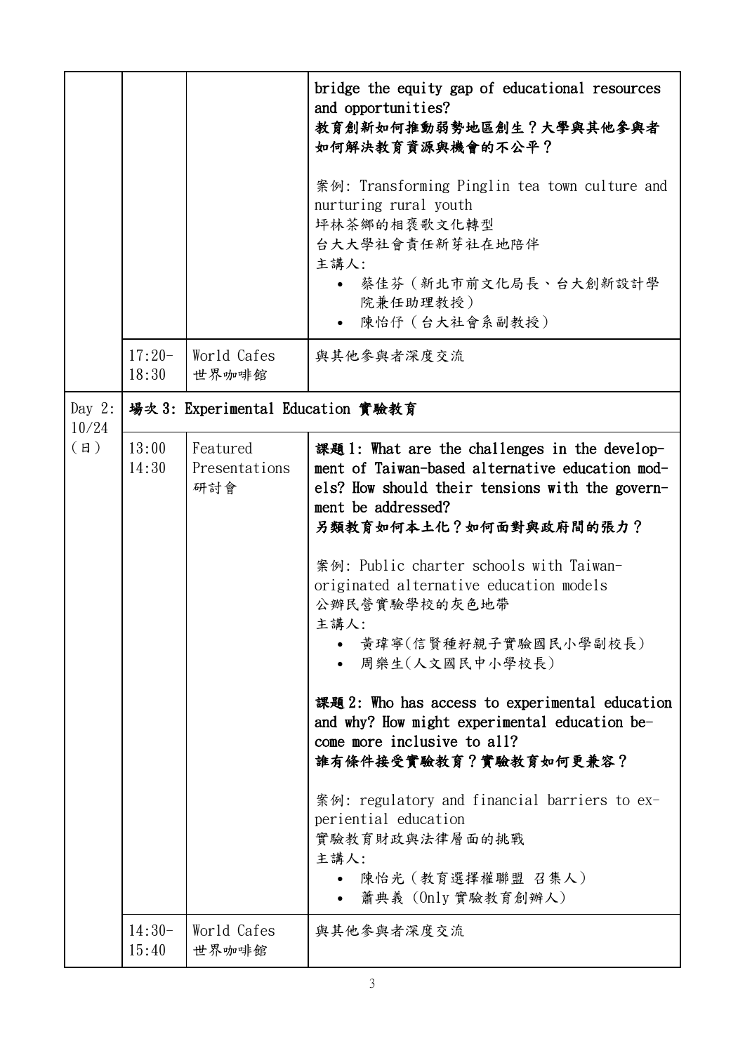| | | | |
|---|---|---|---|
| | | | **bridge the equity gap of educational resources and opportunities?**<br>**教育創新如何推動弱勢地區創生？大學與其他參與者如何解決教育資源與機會的不公平？**<br><br>案例: Transforming Pinglin tea town culture and nurturing rural youth<br>坪林茶鄉的相褒歌文化轉型<br>台大大學社會責任新芽社在地陪伴<br>主講人:<br>• 蔡佳芬（新北市前文化局長、台大創新設計學院兼任助理教授）<br>• 陳怡伃（台大社會系副教授） |
| | 17:20-18:30 | World Cafes<br>世界咖啡館 | 與其他參與者深度交流 |
| Day 2:<br>10/24<br>(日) | **場次3: Experimental Education 實驗教育** | | |
| | 13:00<br>14:30 | Featured Presentations<br>研討會 | **課題1: What are the challenges in the development of Taiwan-based alternative education models? How should their tensions with the government be addressed?**<br>**另類教育如何本土化？如何面對與政府間的張力？**<br><br>案例: Public charter schools with Taiwan-originated alternative education models<br>公辦民營實驗學校的灰色地帶<br>主講人:<br>• 黃瑋寧(信賢種籽親子實驗國民小學副校長)<br>• 周樂生(人文國民中小學校長)<br><br>**課題2: Who has access to experimental education and why? How might experimental education become more inclusive to all?**<br>**誰有條件接受實驗教育？實驗教育如何更兼容？**<br><br>案例: regulatory and financial barriers to experiential education<br>實驗教育財政與法律層面的挑戰<br>主講人:<br>• 陳怡光（教育選擇權聯盟 召集人）<br>• 蕭典義 (Only 實驗教育創辦人) |
| | 14:30-15:40 | World Cafes<br>世界咖啡館 | 與其他參與者深度交流 |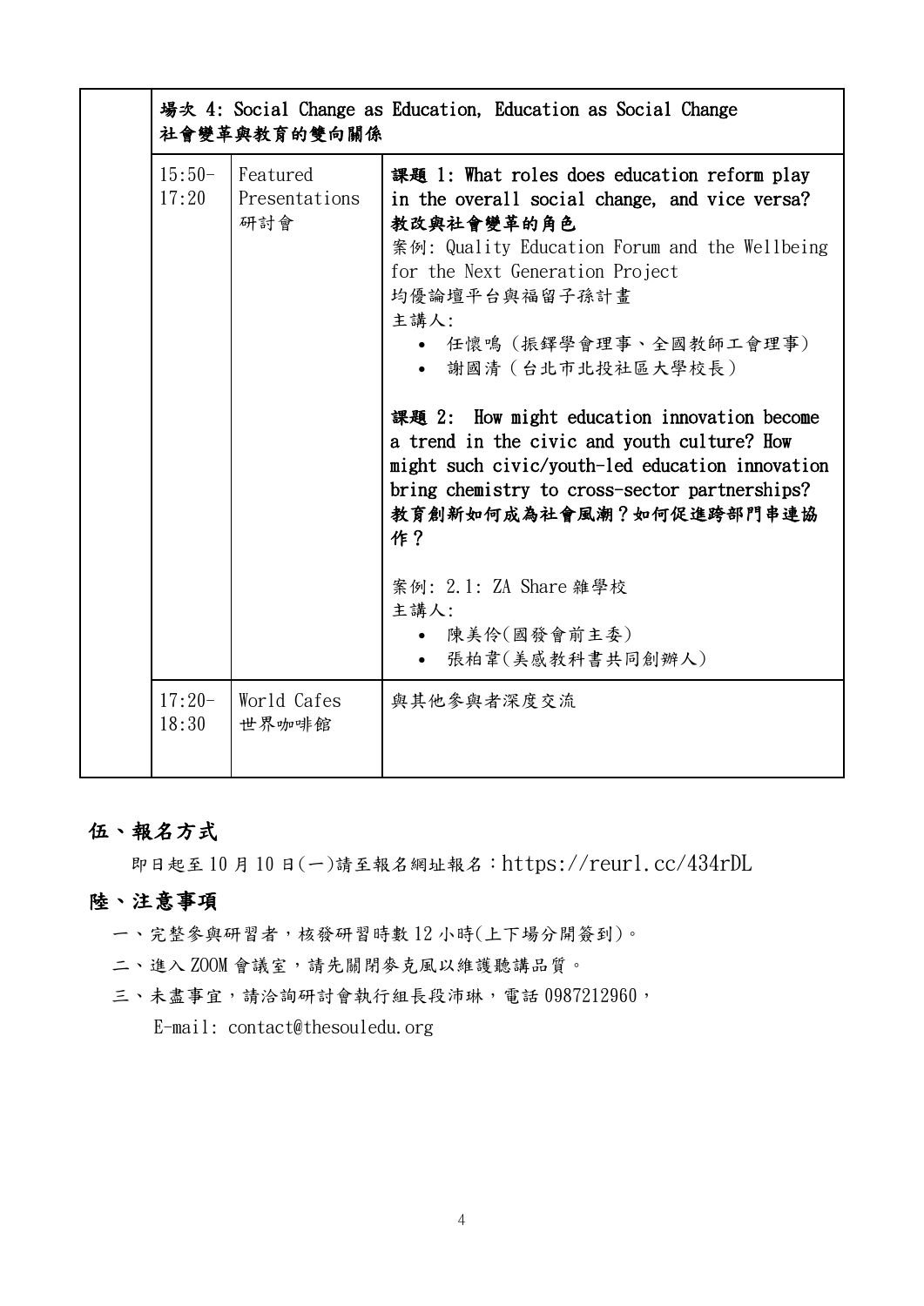| | | | |
|---|---|---|---|
| | **場次 4: Social Change as Education, Education as Social Change<br>社會變革與教育的雙向關係** | | |
| | 15:50-17:20 | Featured Presentations<br>研討會 | **課題 1: What roles does education reform play in the overall social change, and vice versa?<br>教改與社會變革的角色**<br>案例: Quality Education Forum and the Wellbeing for the Next Generation Project<br>均優論壇平台與福留子孫計畫<br>主講人:<br>• 任懷鳴 (振鐸學會理事、全國教師工會理事)<br>• 謝國清 (台北市北投社區大學校長)<br><br>**課題 2: How might education innovation become a trend in the civic and youth culture? How might such civic/youth-led education innovation bring chemistry to cross-sector partnerships?<br>教育創新如何成為社會風潮？如何促進跨部門串連協作？**<br><br>案例: 2.1: ZA Share 雜學校<br>主講人:<br>• 陳美伶(國發會前主委)<br>• 張柏韋(美感教科書共同創辦人) |
| | 17:20-18:30 | World Cafes<br>世界咖啡館 | 與其他參與者深度交流 |

## 伍、報名方式

即日起至 10 月 10 日(一)請至報名網址報名：https://reurl.cc/434rDL

## 陸、注意事項

一、完整參與研習者，核發研習時數 12 小時(上下場分開簽到)。

二、進入 ZOOM 會議室，請先關閉麥克風以維護聽講品質。

三、未盡事宜，請洽詢研討會執行組長段沛琳，電話 0987212960，
E-mail: contact@thesouledu.org